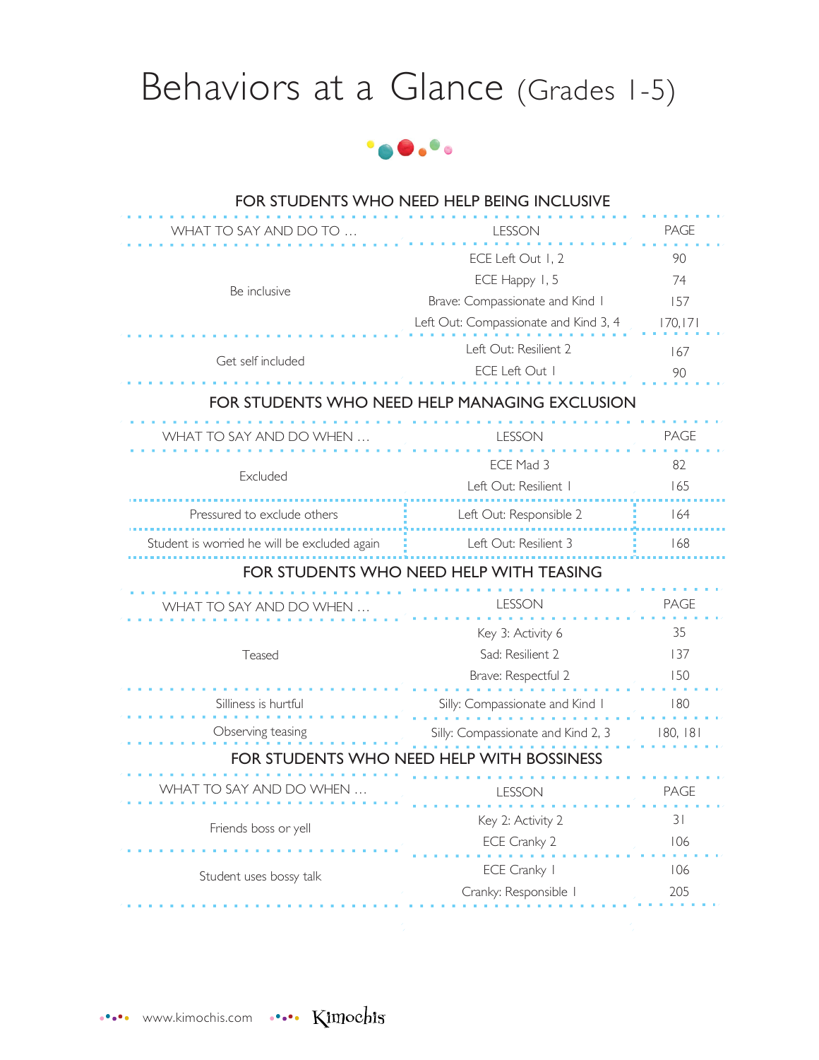# Behaviors at a Glance (Grades 1-5)

## FOR STUDENTS WHO NEED HELP BEING INCLUSIVE

| WHAT TO SAY AND DO TO … | LESSON | PAGE |
|---|---|---|
| Be inclusive | ECE Left Out 1, 2 | 90 |
| | ECE Happy 1, 5 | 74 |
| | Brave: Compassionate and Kind 1 | 157 |
| | Left Out: Compassionate and Kind 3, 4 | 170,171 |
| Get self included | Left Out: Resilient 2 | 167 |
| | ECE Left Out 1 | 90 |

## FOR STUDENTS WHO NEED HELP MANAGING EXCLUSION

| WHAT TO SAY AND DO WHEN … | LESSON | PAGE |
|---|---|---|
| Excluded | ECE Mad 3 | 82 |
| | Left Out: Resilient 1 | 165 |
| Pressured to exclude others | Left Out: Responsible 2 | 164 |
| Student is worried he will be excluded again | Left Out: Resilient 3 | 168 |

## FOR STUDENTS WHO NEED HELP WITH TEASING

| WHAT TO SAY AND DO WHEN … | LESSON | PAGE |
|---|---|---|
| Teased | Key 3: Activity 6 | 35 |
| | Sad: Resilient 2 | 137 |
| | Brave: Respectful 2 | 150 |
| Silliness is hurtful | Silly: Compassionate and Kind 1 | 180 |
| Observing teasing | Silly: Compassionate and Kind 2, 3 | 180, 181 |

## FOR STUDENTS WHO NEED HELP WITH BOSSINESS

| WHAT TO SAY AND DO WHEN … | LESSON | PAGE |
|---|---|---|
| Friends boss or yell | Key 2: Activity 2 | 31 |
| | ECE Cranky 2 | 106 |
| Student uses bossy talk | ECE Cranky 1 | 106 |
| | Cranky: Responsible 1 | 205 |

www.kimochis.com Kimochis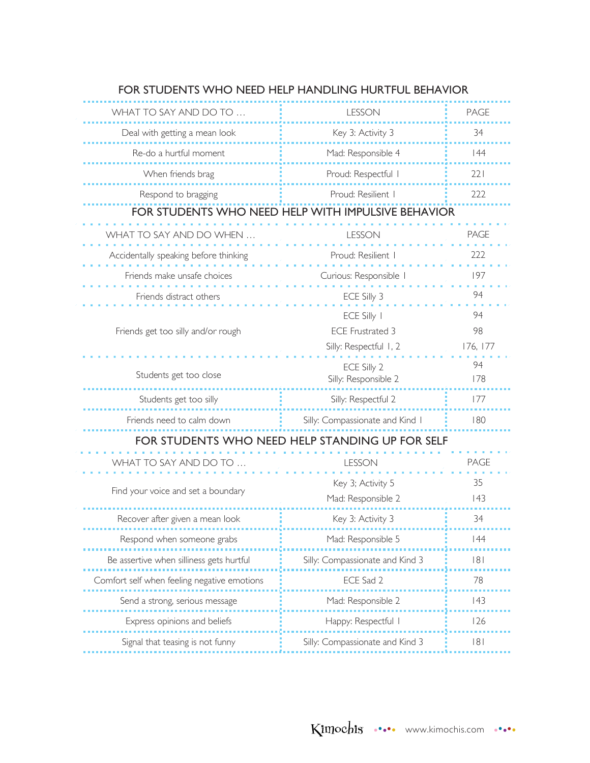## FOR STUDENTS WHO NEED HELP HANDLING HURTFUL BEHAVIOR

| WHAT TO SAY AND DO TO … | LESSON | PAGE |
|---|---|---|
| Deal with getting a mean look | Key 3: Activity 3 | 34 |
| Re-do a hurtful moment | Mad: Responsible 4 | 144 |
| When friends brag | Proud: Respectful 1 | 221 |
| Respond to bragging | Proud: Resilient 1 | 222 |

## FOR STUDENTS WHO NEED HELP WITH IMPULSIVE BEHAVIOR

| WHAT TO SAY AND DO WHEN … | LESSON | PAGE |
|---|---|---|
| Accidentally speaking before thinking | Proud: Resilient 1 | 222 |
| Friends make unsafe choices | Curious: Responsible 1 | 197 |
| Friends distract others | ECE Silly 3 | 94 |
| Friends get too silly and/or rough | ECE Silly 1<br>ECE Frustrated 3<br>Silly: Respectful 1, 2 | 94<br>98<br>176, 177 |
| Students get too close | ECE Silly 2<br>Silly: Responsible 2 | 94<br>178 |
| Students get too silly | Silly: Respectful 2 | 177 |
| Friends need to calm down | Silly: Compassionate and Kind 1 | 180 |

## FOR STUDENTS WHO NEED HELP STANDING UP FOR SELF

| WHAT TO SAY AND DO TO … | LESSON | PAGE |
|---|---|---|
| Find your voice and set a boundary | Key 3; Activity 5<br>Mad: Responsible 2 | 35<br>143 |
| Recover after given a mean look | Key 3: Activity 3 | 34 |
| Respond when someone grabs | Mad: Responsible 5 | 144 |
| Be assertive when silliness gets hurtful | Silly: Compassionate and Kind 3 | 181 |
| Comfort self when feeling negative emotions | ECE Sad 2 | 78 |
| Send a strong, serious message | Mad: Responsible 2 | 143 |
| Express opinions and beliefs | Happy: Respectful 1 | 126 |
| Signal that teasing is not funny | Silly: Compassionate and Kind 3 | 181 |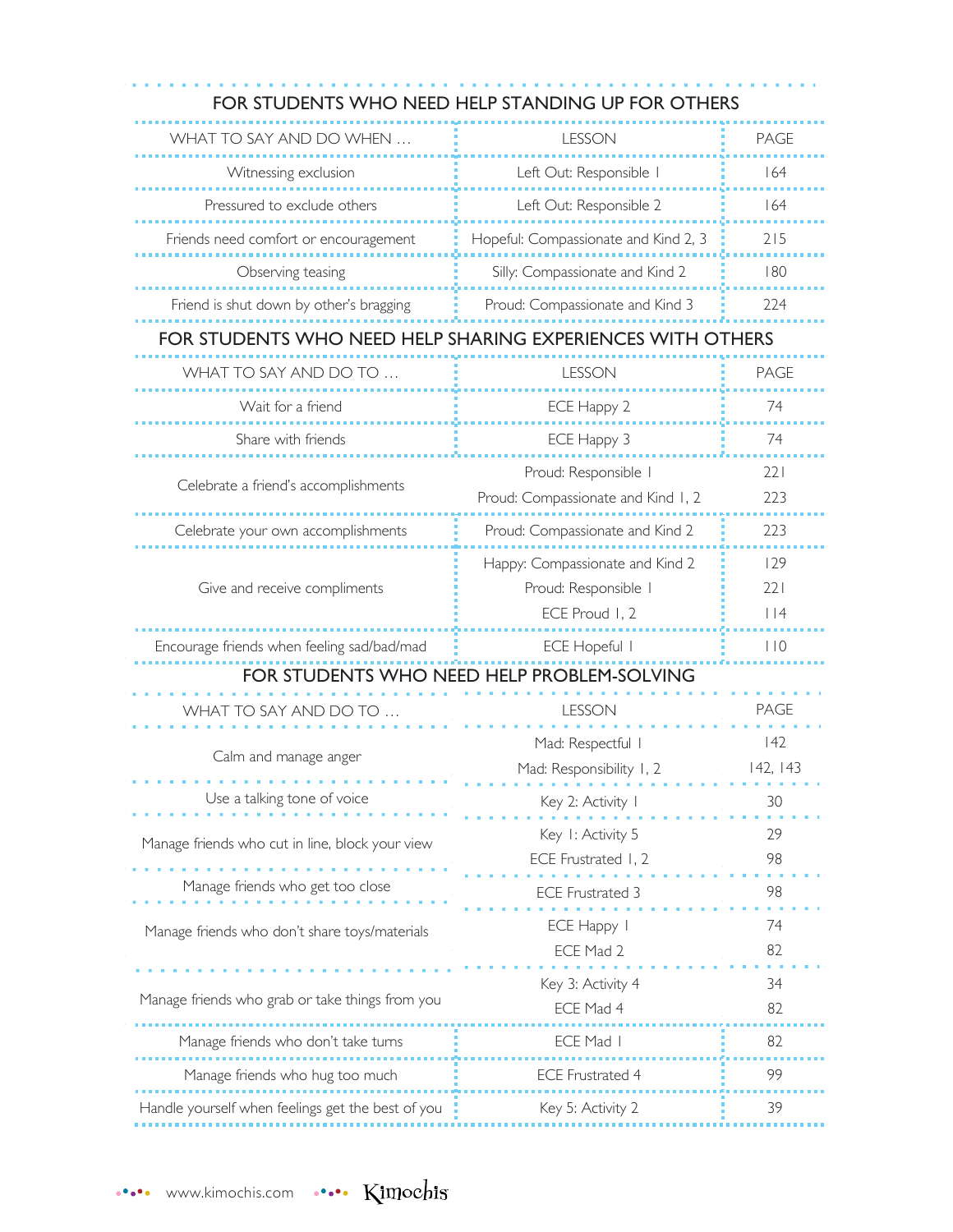## FOR STUDENTS WHO NEED HELP STANDING UP FOR OTHERS

| WHAT TO SAY AND DO WHEN … | LESSON | PAGE |
|---|---|---|
| Witnessing exclusion | Left Out: Responsible 1 | 164 |
| Pressured to exclude others | Left Out: Responsible 2 | 164 |
| Friends need comfort or encouragement | Hopeful: Compassionate and Kind 2, 3 | 215 |
| Observing teasing | Silly: Compassionate and Kind 2 | 180 |
| Friend is shut down by other's bragging | Proud: Compassionate and Kind 3 | 224 |

## FOR STUDENTS WHO NEED HELP SHARING EXPERIENCES WITH OTHERS

| WHAT TO SAY AND DO TO … | LESSON | PAGE |
|---|---|---|
| Wait for a friend | ECE Happy 2 | 74 |
| Share with friends | ECE Happy 3 | 74 |
| Celebrate a friend's accomplishments | Proud: Responsible 1 | 221 |
| | Proud: Compassionate and Kind 1, 2 | 223 |
| Celebrate your own accomplishments | Proud: Compassionate and Kind 2 | 223 |
| Give and receive compliments | Happy: Compassionate and Kind 2 | 129 |
| | Proud: Responsible 1 | 221 |
| | ECE Proud 1, 2 | 114 |
| Encourage friends when feeling sad/bad/mad | ECE Hopeful 1 | 110 |

## FOR STUDENTS WHO NEED HELP PROBLEM-SOLVING

| WHAT TO SAY AND DO TO … | LESSON | PAGE |
|---|---|---|
| Calm and manage anger | Mad: Respectful 1 | 142 |
| | Mad: Responsibility 1, 2 | 142, 143 |
| Use a talking tone of voice | Key 2: Activity 1 | 30 |
| Manage friends who cut in line, block your view | Key 1: Activity 5 | 29 |
| | ECE Frustrated 1, 2 | 98 |
| Manage friends who get too close | ECE Frustrated 3 | 98 |
| Manage friends who don't share toys/materials | ECE Happy 1 | 74 |
| | ECE Mad 2 | 82 |
| Manage friends who grab or take things from you | Key 3: Activity 4 | 34 |
| | ECE Mad 4 | 82 |
| Manage friends who don't take turns | ECE Mad 1 | 82 |
| Manage friends who hug too much | ECE Frustrated 4 | 99 |
| Handle yourself when feelings get the best of you | Key 5: Activity 2 | 39 |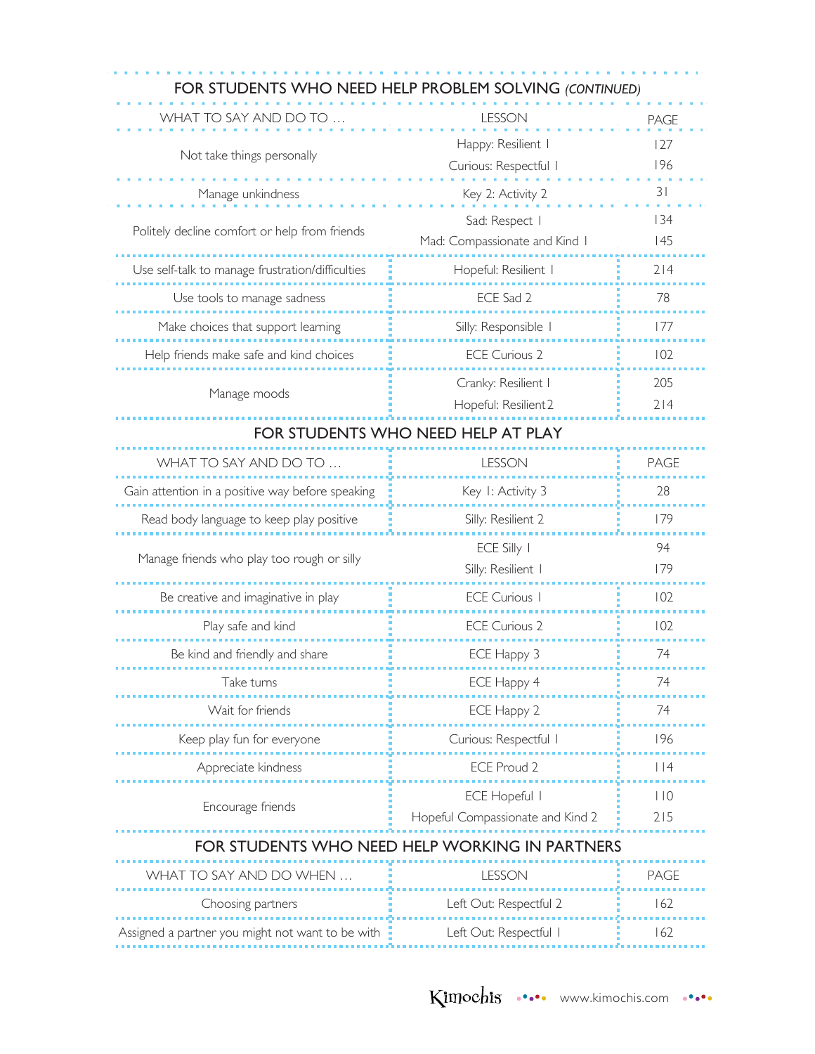## FOR STUDENTS WHO NEED HELP PROBLEM SOLVING *(CONTINUED)*

| WHAT TO SAY AND DO TO … | LESSON | PAGE |
|---|---|---|
| Not take things personally | Happy: Resilient 1 | 127 |
| | Curious: Respectful 1 | 196 |
| Manage unkindness | Key 2: Activity 2 | 31 |
| Politely decline comfort or help from friends | Sad: Respect 1 | 134 |
| | Mad: Compassionate and Kind 1 | 145 |
| Use self-talk to manage frustration/difficulties | Hopeful: Resilient 1 | 214 |
| Use tools to manage sadness | ECE Sad 2 | 78 |
| Make choices that support learning | Silly: Responsible 1 | 177 |
| Help friends make safe and kind choices | ECE Curious 2 | 102 |
| Manage moods | Cranky: Resilient 1 | 205 |
| | Hopeful: Resilient2 | 214 |

## FOR STUDENTS WHO NEED HELP AT PLAY

| WHAT TO SAY AND DO TO … | LESSON | PAGE |
|---|---|---|
| Gain attention in a positive way before speaking | Key 1: Activity 3 | 28 |
| Read body language to keep play positive | Silly: Resilient 2 | 179 |
| Manage friends who play too rough or silly | ECE Silly 1 | 94 |
| | Silly: Resilient 1 | 179 |
| Be creative and imaginative in play | ECE Curious 1 | 102 |
| Play safe and kind | ECE Curious 2 | 102 |
| Be kind and friendly and share | ECE Happy 3 | 74 |
| Take turns | ECE Happy 4 | 74 |
| Wait for friends | ECE Happy 2 | 74 |
| Keep play fun for everyone | Curious: Respectful 1 | 196 |
| Appreciate kindness | ECE Proud 2 | 114 |
| Encourage friends | ECE Hopeful 1 | 110 |
| | Hopeful Compassionate and Kind 2 | 215 |

## FOR STUDENTS WHO NEED HELP WORKING IN PARTNERS

| WHAT TO SAY AND DO WHEN … | LESSON | PAGE |
|---|---|---|
| Choosing partners | Left Out: Respectful 2 | 162 |
| Assigned a partner you might not want to be with | Left Out: Respectful 1 | 162 |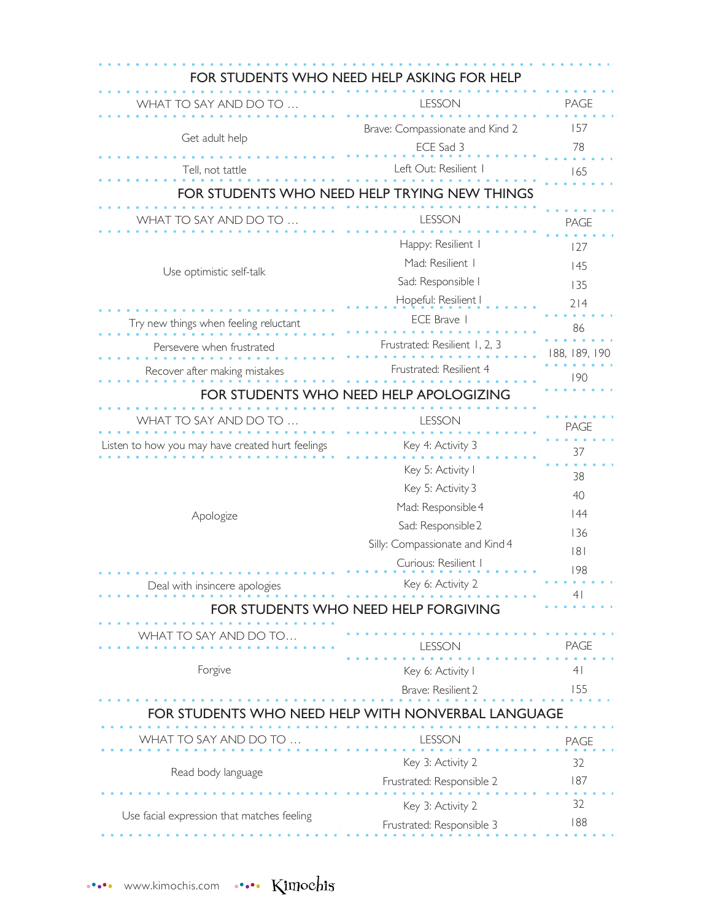## FOR STUDENTS WHO NEED HELP ASKING FOR HELP

| WHAT TO SAY AND DO TO … | LESSON | PAGE |
| --- | --- | --- |
| Get adult help | Brave: Compassionate and Kind 2 | 157 |
| | ECE Sad 3 | 78 |
| Tell, not tattle | Left Out: Resilient 1 | 165 |

## FOR STUDENTS WHO NEED HELP TRYING NEW THINGS

| WHAT TO SAY AND DO TO … | LESSON | PAGE |
| --- | --- | --- |
| Use optimistic self-talk | Happy: Resilient 1 | 127 |
| | Mad: Resilient 1 | 145 |
| | Sad: Responsible 1 | 135 |
| | Hopeful: Resilient 1 | 214 |
| Try new things when feeling reluctant | ECE Brave 1 | 86 |
| Persevere when frustrated | Frustrated: Resilient 1, 2, 3 | 188, 189, 190 |
| Recover after making mistakes | Frustrated: Resilient 4 | 190 |

## FOR STUDENTS WHO NEED HELP APOLOGIZING

| WHAT TO SAY AND DO TO … | LESSON | PAGE |
| --- | --- | --- |
| Listen to how you may have created hurt feelings | Key 4: Activity 3 | 37 |
| Apologize | Key 5: Activity 1 | 38 |
| | Key 5: Activity 3 | 40 |
| | Mad: Responsible 4 | 144 |
| | Sad: Responsible 2 | 136 |
| | Silly: Compassionate and Kind 4 | 181 |
| | Curious: Resilient 1 | 198 |
| Deal with insincere apologies | Key 6: Activity 2 | 41 |

## FOR STUDENTS WHO NEED HELP FORGIVING

| WHAT TO SAY AND DO TO… | LESSON | PAGE |
| --- | --- | --- |
| Forgive | Key 6: Activity 1 | 41 |
| | Brave: Resilient 2 | 155 |

## FOR STUDENTS WHO NEED HELP WITH NONVERBAL LANGUAGE

| WHAT TO SAY AND DO TO … | LESSON | PAGE |
| --- | --- | --- |
| Read body language | Key 3: Activity 2 | 32 |
| | Frustrated: Responsible 2 | 187 |
| Use facial expression that matches feeling | Key 3: Activity 2 | 32 |
| | Frustrated: Responsible 3 | 188 |

www.kimochis.com Kimochis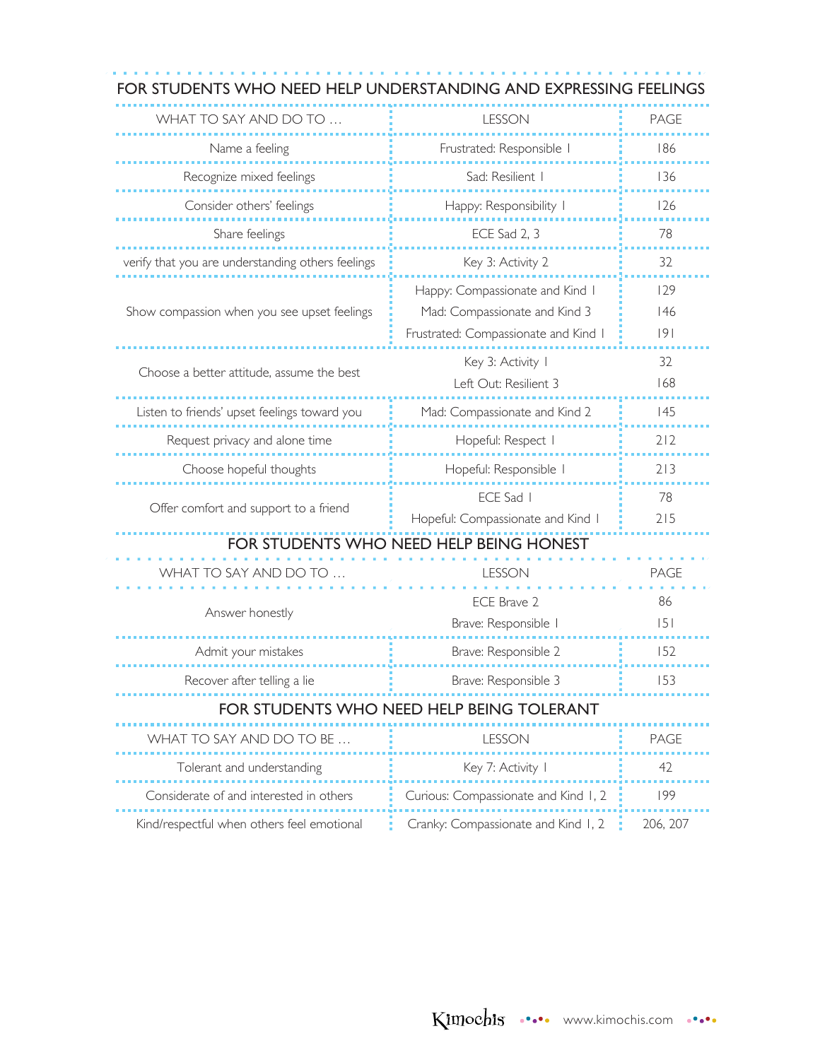## FOR STUDENTS WHO NEED HELP UNDERSTANDING AND EXPRESSING FEELINGS

| WHAT TO SAY AND DO TO … | LESSON | PAGE |
|---|---|---|
| Name a feeling | Frustrated: Responsible 1 | 186 |
| Recognize mixed feelings | Sad: Resilient 1 | 136 |
| Consider others' feelings | Happy: Responsibility 1 | 126 |
| Share feelings | ECE Sad 2, 3 | 78 |
| verify that you are understanding others feelings | Key 3: Activity 2 | 32 |
| Show compassion when you see upset feelings | Happy: Compassionate and Kind 1<br>Mad: Compassionate and Kind 3<br>Frustrated: Compassionate and Kind 1 | 129<br>146<br>191 |
| Choose a better attitude, assume the best | Key 3: Activity 1<br>Left Out: Resilient 3 | 32<br>168 |
| Listen to friends' upset feelings toward you | Mad: Compassionate and Kind 2 | 145 |
| Request privacy and alone time | Hopeful: Respect 1 | 212 |
| Choose hopeful thoughts | Hopeful: Responsible 1 | 213 |
| Offer comfort and support to a friend | ECE Sad 1<br>Hopeful: Compassionate and Kind 1 | 78<br>215 |

## FOR STUDENTS WHO NEED HELP BEING HONEST

| WHAT TO SAY AND DO TO … | LESSON | PAGE |
|---|---|---|
| Answer honestly | ECE Brave 2<br>Brave: Responsible 1 | 86<br>151 |
| Admit your mistakes | Brave: Responsible 2 | 152 |
| Recover after telling a lie | Brave: Responsible 3 | 153 |

## FOR STUDENTS WHO NEED HELP BEING TOLERANT

| WHAT TO SAY AND DO TO BE … | LESSON | PAGE |
|---|---|---|
| Tolerant and understanding | Key 7: Activity 1 | 42 |
| Considerate of and interested in others | Curious: Compassionate and Kind 1, 2 | 199 |
| Kind/respectful when others feel emotional | Cranky: Compassionate and Kind 1, 2 | 206, 207 |